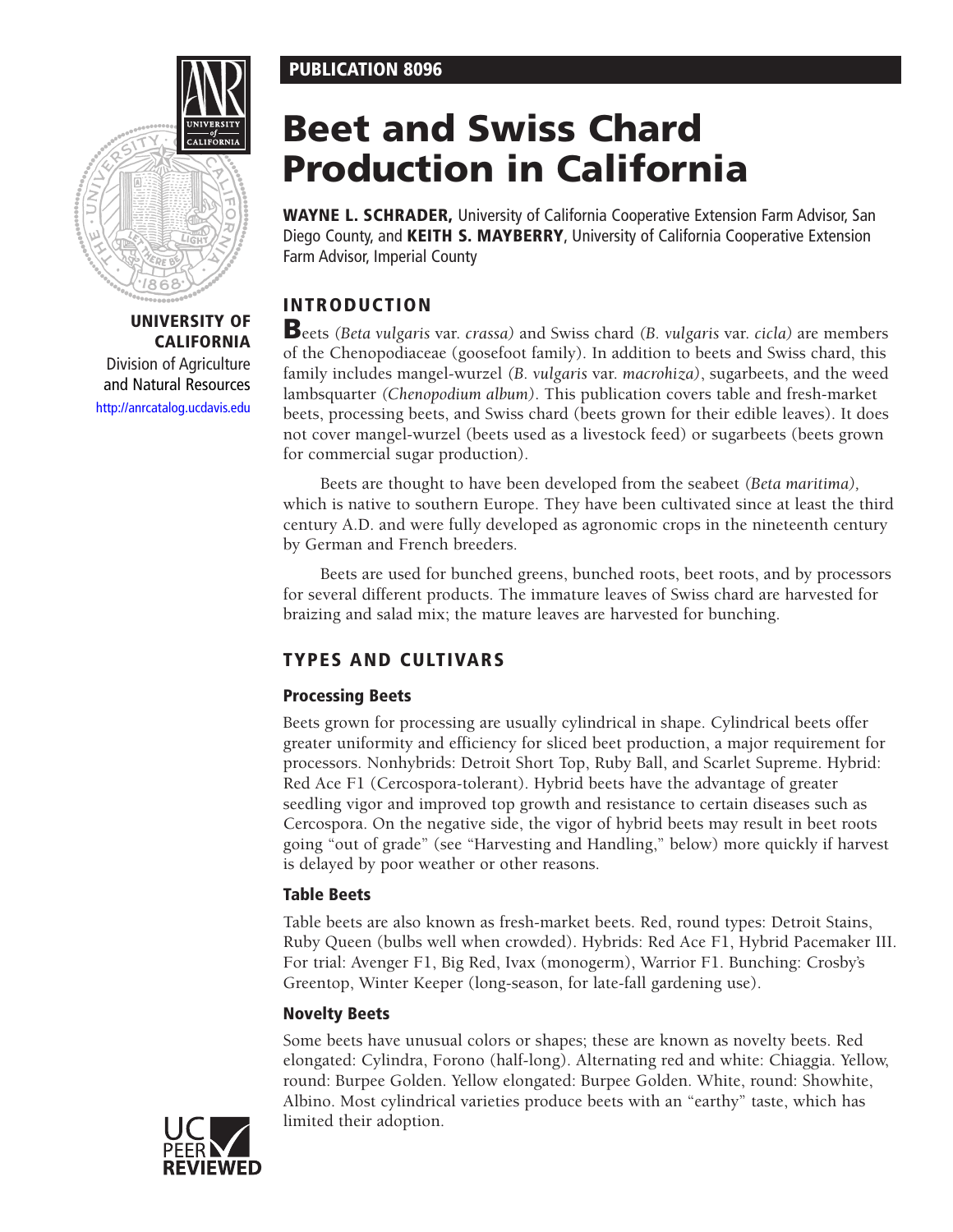PUBLICATION 8096

# Beet and Swiss Chard Production in California

**WAYNE L. SCHRADER,** University of California Cooperative Extension Farm Advisor, San Diego County, and **KEITH S. MAYBERRY**, University of California Cooperative Extension Farm Advisor, Imperial County

**UNIVERSITY OF CALIFORNIA**
Division of Agriculture and Natural Resources
http://anrcatalog.ucdavis.edu

## INTRODUCTION

Beets *(Beta vulgaris* var. *crassa)* and Swiss chard *(B. vulgaris* var. *cicla)* are members of the Chenopodiaceae (goosefoot family). In addition to beets and Swiss chard, this family includes mangel-wurzel *(B. vulgaris* var. *macrohiza)*, sugarbeets, and the weed lambsquarter *(Chenopodium album)*. This publication covers table and fresh-market beets, processing beets, and Swiss chard (beets grown for their edible leaves). It does not cover mangel-wurzel (beets used as a livestock feed) or sugarbeets (beets grown for commercial sugar production).

Beets are thought to have been developed from the seabeet *(Beta maritima)*, which is native to southern Europe. They have been cultivated since at least the third century A.D. and were fully developed as agronomic crops in the nineteenth century by German and French breeders.

Beets are used for bunched greens, bunched roots, beet roots, and by processors for several different products. The immature leaves of Swiss chard are harvested for braizing and salad mix; the mature leaves are harvested for bunching.

## TYPES AND CULTIVARS

### Processing Beets

Beets grown for processing are usually cylindrical in shape. Cylindrical beets offer greater uniformity and efficiency for sliced beet production, a major requirement for processors. Nonhybrids: Detroit Short Top, Ruby Ball, and Scarlet Supreme. Hybrid: Red Ace F1 (Cercospora-tolerant). Hybrid beets have the advantage of greater seedling vigor and improved top growth and resistance to certain diseases such as Cercospora. On the negative side, the vigor of hybrid beets may result in beet roots going "out of grade" (see "Harvesting and Handling," below) more quickly if harvest is delayed by poor weather or other reasons.

### Table Beets

Table beets are also known as fresh-market beets. Red, round types: Detroit Stains, Ruby Queen (bulbs well when crowded). Hybrids: Red Ace F1, Hybrid Pacemaker III. For trial: Avenger F1, Big Red, Ivax (monogerm), Warrior F1. Bunching: Crosby's Greentop, Winter Keeper (long-season, for late-fall gardening use).

### Novelty Beets

Some beets have unusual colors or shapes; these are known as novelty beets. Red elongated: Cylindra, Forono (half-long). Alternating red and white: Chiaggia. Yellow, round: Burpee Golden. Yellow elongated: Burpee Golden. White, round: Showhite, Albino. Most cylindrical varieties produce beets with an "earthy" taste, which has limited their adoption.

UC PEER REVIEWED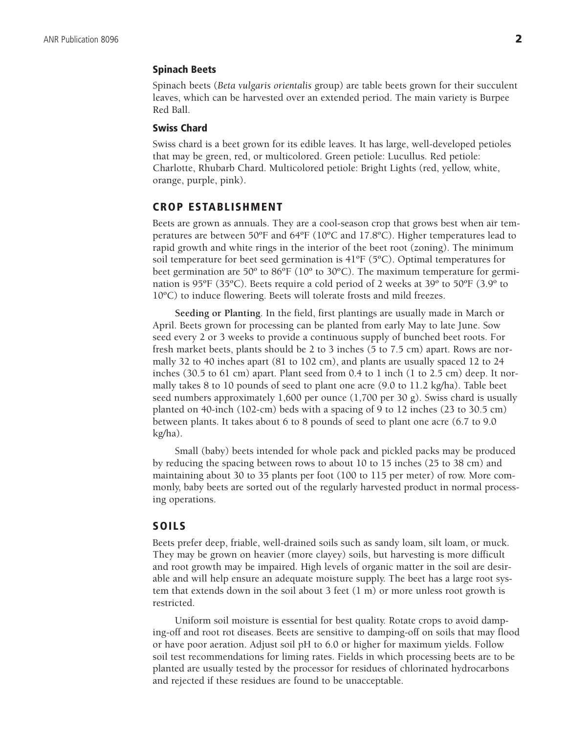### Spinach Beets

Spinach beets (*Beta vulgaris orientalis* group) are table beets grown for their succulent leaves, which can be harvested over an extended period. The main variety is Burpee Red Ball.

### Swiss Chard

Swiss chard is a beet grown for its edible leaves. It has large, well-developed petioles that may be green, red, or multicolored. Green petiole: Lucullus. Red petiole: Charlotte, Rhubarb Chard. Multicolored petiole: Bright Lights (red, yellow, white, orange, purple, pink).

## CROP ESTABLISHMENT

Beets are grown as annuals. They are a cool-season crop that grows best when air temperatures are between 50ºF and 64ºF (10ºC and 17.8ºC). Higher temperatures lead to rapid growth and white rings in the interior of the beet root (zoning). The minimum soil temperature for beet seed germination is 41ºF (5ºC). Optimal temperatures for beet germination are 50º to 86ºF (10º to 30ºC). The maximum temperature for germination is 95ºF (35ºC). Beets require a cold period of 2 weeks at 39º to 50ºF (3.9º to 10ºC) to induce flowering. Beets will tolerate frosts and mild freezes.

**Seeding or Planting**. In the field, first plantings are usually made in March or April. Beets grown for processing can be planted from early May to late June. Sow seed every 2 or 3 weeks to provide a continuous supply of bunched beet roots. For fresh market beets, plants should be 2 to 3 inches (5 to 7.5 cm) apart. Rows are normally 32 to 40 inches apart (81 to 102 cm), and plants are usually spaced 12 to 24 inches (30.5 to 61 cm) apart. Plant seed from 0.4 to 1 inch (1 to 2.5 cm) deep. It normally takes 8 to 10 pounds of seed to plant one acre (9.0 to 11.2 kg/ha). Table beet seed numbers approximately 1,600 per ounce (1,700 per 30 g). Swiss chard is usually planted on 40-inch (102-cm) beds with a spacing of 9 to 12 inches (23 to 30.5 cm) between plants. It takes about 6 to 8 pounds of seed to plant one acre (6.7 to 9.0 kg/ha).

Small (baby) beets intended for whole pack and pickled packs may be produced by reducing the spacing between rows to about 10 to 15 inches (25 to 38 cm) and maintaining about 30 to 35 plants per foot (100 to 115 per meter) of row. More commonly, baby beets are sorted out of the regularly harvested product in normal processing operations.

## SOILS

Beets prefer deep, friable, well-drained soils such as sandy loam, silt loam, or muck. They may be grown on heavier (more clayey) soils, but harvesting is more difficult and root growth may be impaired. High levels of organic matter in the soil are desirable and will help ensure an adequate moisture supply. The beet has a large root system that extends down in the soil about 3 feet (1 m) or more unless root growth is restricted.

Uniform soil moisture is essential for best quality. Rotate crops to avoid damping-off and root rot diseases. Beets are sensitive to damping-off on soils that may flood or have poor aeration. Adjust soil pH to 6.0 or higher for maximum yields. Follow soil test recommendations for liming rates. Fields in which processing beets are to be planted are usually tested by the processor for residues of chlorinated hydrocarbons and rejected if these residues are found to be unacceptable.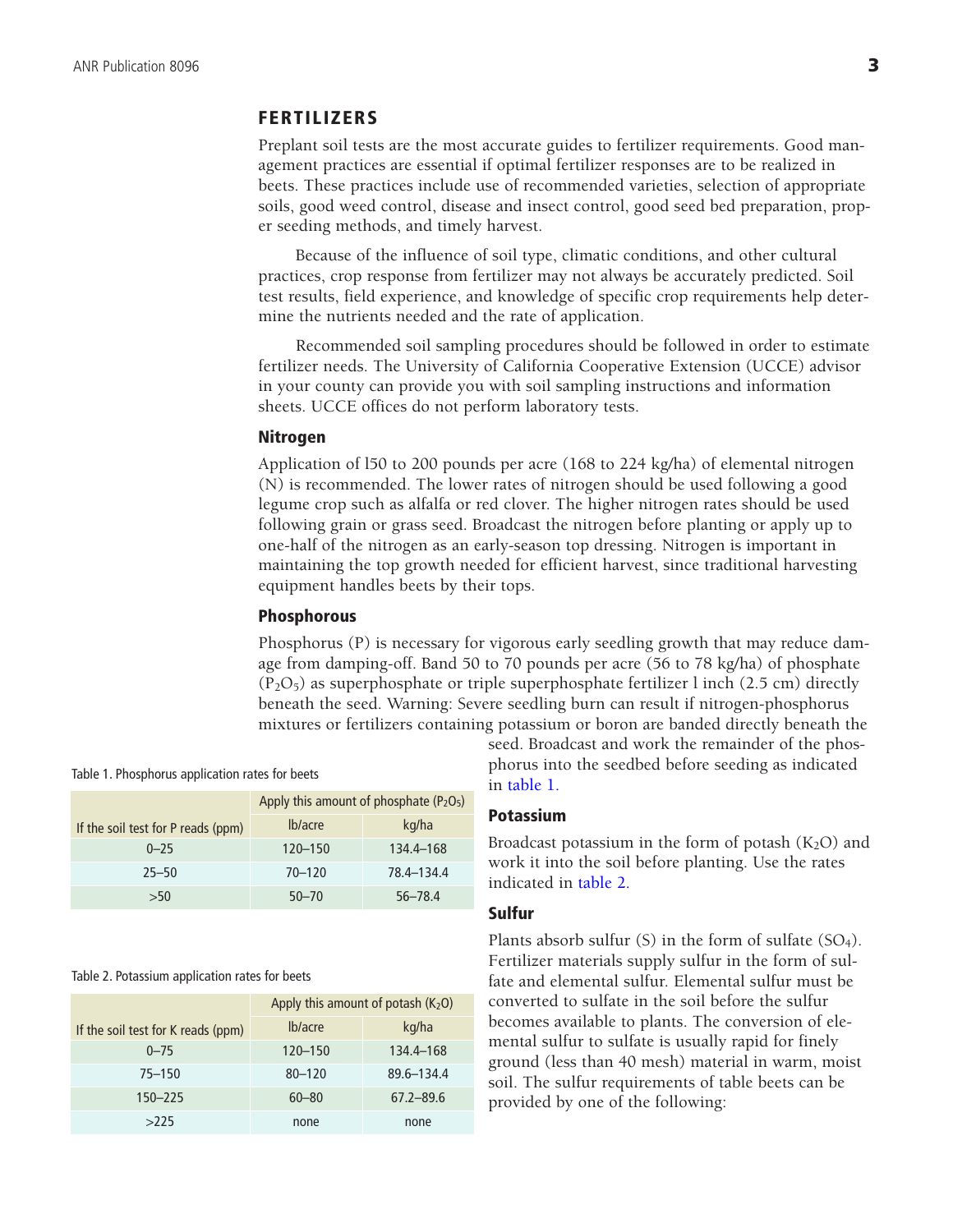## FERTILIZERS

Preplant soil tests are the most accurate guides to fertilizer requirements. Good management practices are essential if optimal fertilizer responses are to be realized in beets. These practices include use of recommended varieties, selection of appropriate soils, good weed control, disease and insect control, good seed bed preparation, proper seeding methods, and timely harvest.

Because of the influence of soil type, climatic conditions, and other cultural practices, crop response from fertilizer may not always be accurately predicted. Soil test results, field experience, and knowledge of specific crop requirements help determine the nutrients needed and the rate of application.

Recommended soil sampling procedures should be followed in order to estimate fertilizer needs. The University of California Cooperative Extension (UCCE) advisor in your county can provide you with soil sampling instructions and information sheets. UCCE offices do not perform laboratory tests.

### Nitrogen

Application of l50 to 200 pounds per acre (168 to 224 kg/ha) of elemental nitrogen (N) is recommended. The lower rates of nitrogen should be used following a good legume crop such as alfalfa or red clover. The higher nitrogen rates should be used following grain or grass seed. Broadcast the nitrogen before planting or apply up to one-half of the nitrogen as an early-season top dressing. Nitrogen is important in maintaining the top growth needed for efficient harvest, since traditional harvesting equipment handles beets by their tops.

### Phosphorous

Phosphorus (P) is necessary for vigorous early seedling growth that may reduce damage from damping-off. Band 50 to 70 pounds per acre (56 to 78 kg/ha) of phosphate ($P_2O_5$) as superphosphate or triple superphosphate fertilizer l inch (2.5 cm) directly beneath the seed. Warning: Severe seedling burn can result if nitrogen-phosphorus mixtures or fertilizers containing potassium or boron are banded directly beneath the seed. Broadcast and work the remainder of the phosphorus into the seedbed before seeding as indicated in table 1.

Table 1. Phosphorus application rates for beets

| If the soil test for P reads (ppm) | Apply this amount of phosphate ($P_2O_5$) | |
|---|---|---|
| | lb/acre | kg/ha |
| 0–25 | 120–150 | 134.4–168 |
| 25–50 | 70–120 | 78.4–134.4 |
| >50 | 50–70 | 56–78.4 |

### Potassium

Broadcast potassium in the form of potash ($K_2O$) and work it into the soil before planting. Use the rates indicated in table 2.

Table 2. Potassium application rates for beets

| If the soil test for K reads (ppm) | Apply this amount of potash ($K_2O$) | |
|---|---|---|
| | lb/acre | kg/ha |
| 0–75 | 120–150 | 134.4–168 |
| 75–150 | 80–120 | 89.6–134.4 |
| 150–225 | 60–80 | 67.2–89.6 |
| >225 | none | none |

### Sulfur

Plants absorb sulfur (S) in the form of sulfate ($SO_4$). Fertilizer materials supply sulfur in the form of sulfate and elemental sulfur. Elemental sulfur must be converted to sulfate in the soil before the sulfur becomes available to plants. The conversion of elemental sulfur to sulfate is usually rapid for finely ground (less than 40 mesh) material in warm, moist soil. The sulfur requirements of table beets can be provided by one of the following: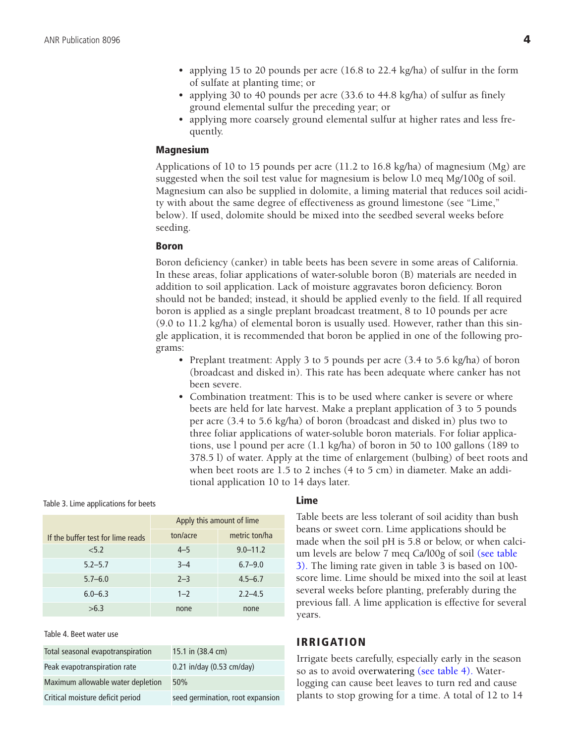- applying 15 to 20 pounds per acre (16.8 to 22.4 kg/ha) of sulfur in the form of sulfate at planting time; or
- applying 30 to 40 pounds per acre (33.6 to 44.8 kg/ha) of sulfur as finely ground elemental sulfur the preceding year; or
- applying more coarsely ground elemental sulfur at higher rates and less frequently.

### Magnesium

Applications of 10 to 15 pounds per acre (11.2 to 16.8 kg/ha) of magnesium (Mg) are suggested when the soil test value for magnesium is below l.0 meq Mg/100g of soil. Magnesium can also be supplied in dolomite, a liming material that reduces soil acidity with about the same degree of effectiveness as ground limestone (see "Lime," below). If used, dolomite should be mixed into the seedbed several weeks before seeding.

### Boron

Boron deficiency (canker) in table beets has been severe in some areas of California. In these areas, foliar applications of water-soluble boron (B) materials are needed in addition to soil application. Lack of moisture aggravates boron deficiency. Boron should not be banded; instead, it should be applied evenly to the field. If all required boron is applied as a single preplant broadcast treatment, 8 to 10 pounds per acre (9.0 to 11.2 kg/ha) of elemental boron is usually used. However, rather than this single application, it is recommended that boron be applied in one of the following programs:

- Preplant treatment: Apply 3 to 5 pounds per acre (3.4 to 5.6 kg/ha) of boron (broadcast and disked in). This rate has been adequate where canker has not been severe.
- Combination treatment: This is to be used where canker is severe or where beets are held for late harvest. Make a preplant application of 3 to 5 pounds per acre (3.4 to 5.6 kg/ha) of boron (broadcast and disked in) plus two to three foliar applications of water-soluble boron materials. For foliar applications, use l pound per acre (1.1 kg/ha) of boron in 50 to 100 gallons (189 to 378.5 l) of water. Apply at the time of enlargement (bulbing) of beet roots and when beet roots are 1.5 to 2 inches (4 to 5 cm) in diameter. Make an additional application 10 to 14 days later.

### Lime

Table beets are less tolerant of soil acidity than bush beans or sweet corn. Lime applications should be made when the soil pH is 5.8 or below, or when calcium levels are below 7 meq Ca/l00g of soil (see table 3). The liming rate given in table 3 is based on 100-score lime. Lime should be mixed into the soil at least several weeks before planting, preferably during the previous fall. A lime application is effective for several years.

Table 3. Lime applications for beets

| If the buffer test for lime reads | Apply this amount of lime | |
|---|---|---|
| | ton/acre | metric ton/ha |
| <5.2 | 4–5 | 9.0–11.2 |
| 5.2–5.7 | 3–4 | 6.7–9.0 |
| 5.7–6.0 | 2–3 | 4.5–6.7 |
| 6.0–6.3 | 1–2 | 2.2–4.5 |
| >6.3 | none | none |

## IRRIGATION

Irrigate beets carefully, especially early in the season so as to avoid overwatering (see table 4). Waterlogging can cause beet leaves to turn red and cause plants to stop growing for a time. A total of 12 to 14

Table 4. Beet water use

| | |
|---|---|
| Total seasonal evapotranspiration | 15.1 in (38.4 cm) |
| Peak evapotranspiration rate | 0.21 in/day (0.53 cm/day) |
| Maximum allowable water depletion | 50% |
| Critical moisture deficit period | seed germination, root expansion |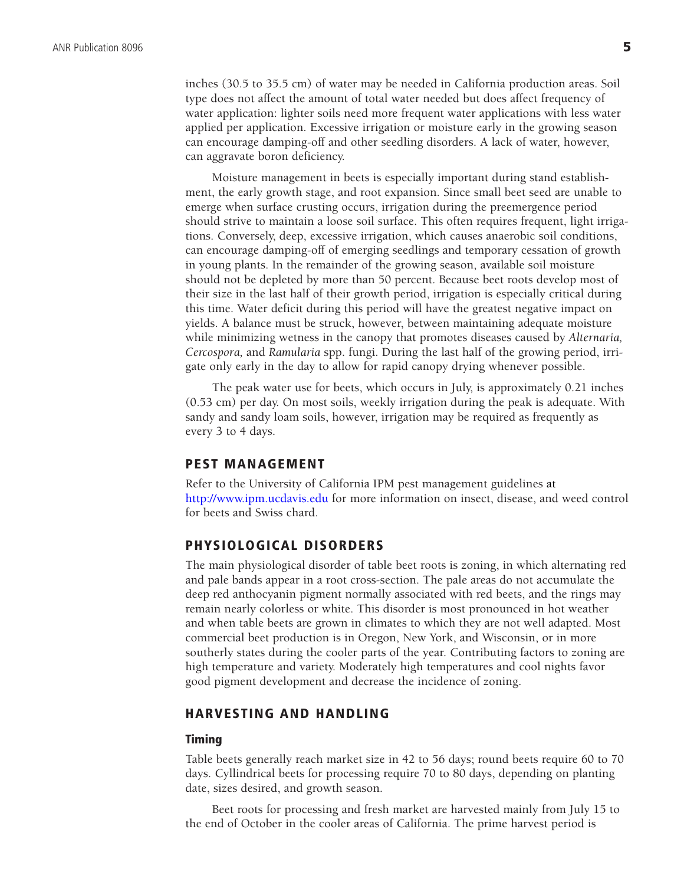inches (30.5 to 35.5 cm) of water may be needed in California production areas. Soil type does not affect the amount of total water needed but does affect frequency of water application: lighter soils need more frequent water applications with less water applied per application. Excessive irrigation or moisture early in the growing season can encourage damping-off and other seedling disorders. A lack of water, however, can aggravate boron deficiency.

Moisture management in beets is especially important during stand establishment, the early growth stage, and root expansion. Since small beet seed are unable to emerge when surface crusting occurs, irrigation during the preemergence period should strive to maintain a loose soil surface. This often requires frequent, light irrigations. Conversely, deep, excessive irrigation, which causes anaerobic soil conditions, can encourage damping-off of emerging seedlings and temporary cessation of growth in young plants. In the remainder of the growing season, available soil moisture should not be depleted by more than 50 percent. Because beet roots develop most of their size in the last half of their growth period, irrigation is especially critical during this time. Water deficit during this period will have the greatest negative impact on yields. A balance must be struck, however, between maintaining adequate moisture while minimizing wetness in the canopy that promotes diseases caused by *Alternaria, Cercospora,* and *Ramularia* spp. fungi. During the last half of the growing period, irrigate only early in the day to allow for rapid canopy drying whenever possible.

The peak water use for beets, which occurs in July, is approximately 0.21 inches (0.53 cm) per day. On most soils, weekly irrigation during the peak is adequate. With sandy and sandy loam soils, however, irrigation may be required as frequently as every 3 to 4 days.

## PEST MANAGEMENT

Refer to the University of California IPM pest management guidelines at http://www.ipm.ucdavis.edu for more information on insect, disease, and weed control for beets and Swiss chard.

## PHYSIOLOGICAL DISORDERS

The main physiological disorder of table beet roots is zoning, in which alternating red and pale bands appear in a root cross-section. The pale areas do not accumulate the deep red anthocyanin pigment normally associated with red beets, and the rings may remain nearly colorless or white. This disorder is most pronounced in hot weather and when table beets are grown in climates to which they are not well adapted. Most commercial beet production is in Oregon, New York, and Wisconsin, or in more southerly states during the cooler parts of the year. Contributing factors to zoning are high temperature and variety. Moderately high temperatures and cool nights favor good pigment development and decrease the incidence of zoning.

## HARVESTING AND HANDLING

### Timing

Table beets generally reach market size in 42 to 56 days; round beets require 60 to 70 days. Cyllindrical beets for processing require 70 to 80 days, depending on planting date, sizes desired, and growth season.

Beet roots for processing and fresh market are harvested mainly from July 15 to the end of October in the cooler areas of California. The prime harvest period is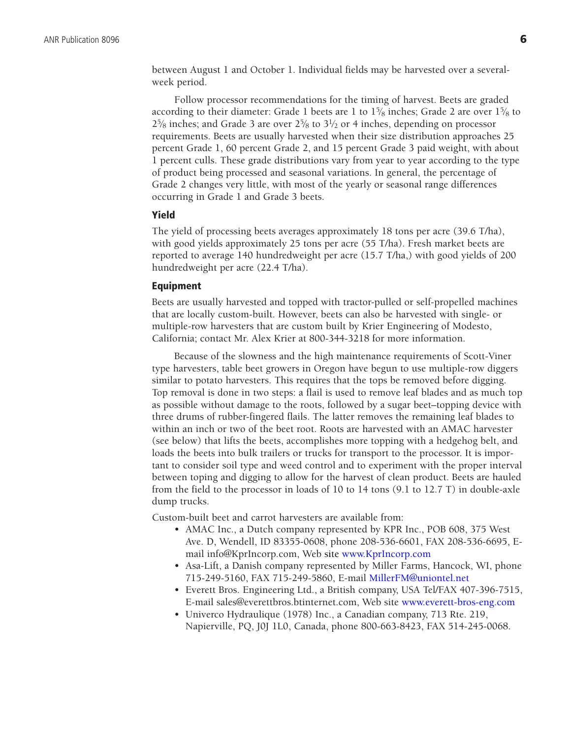between August 1 and October 1. Individual fields may be harvested over a several-week period.

Follow processor recommendations for the timing of harvest. Beets are graded according to their diameter: Grade 1 beets are 1 to 1⅝ inches; Grade 2 are over 1⅝ to 2⅝ inches; and Grade 3 are over 2⅝ to 3½ or 4 inches, depending on processor requirements. Beets are usually harvested when their size distribution approaches 25 percent Grade 1, 60 percent Grade 2, and 15 percent Grade 3 paid weight, with about 1 percent culls. These grade distributions vary from year to year according to the type of product being processed and seasonal variations. In general, the percentage of Grade 2 changes very little, with most of the yearly or seasonal range differences occurring in Grade 1 and Grade 3 beets.

### Yield

The yield of processing beets averages approximately 18 tons per acre (39.6 T/ha), with good yields approximately 25 tons per acre (55 T/ha). Fresh market beets are reported to average 140 hundredweight per acre (15.7 T/ha,) with good yields of 200 hundredweight per acre (22.4 T/ha).

### Equipment

Beets are usually harvested and topped with tractor-pulled or self-propelled machines that are locally custom-built. However, beets can also be harvested with single- or multiple-row harvesters that are custom built by Krier Engineering of Modesto, California; contact Mr. Alex Krier at 800-344-3218 for more information.

Because of the slowness and the high maintenance requirements of Scott-Viner type harvesters, table beet growers in Oregon have begun to use multiple-row diggers similar to potato harvesters. This requires that the tops be removed before digging. Top removal is done in two steps: a flail is used to remove leaf blades and as much top as possible without damage to the roots, followed by a sugar beet–topping device with three drums of rubber-fingered flails. The latter removes the remaining leaf blades to within an inch or two of the beet root. Roots are harvested with an AMAC harvester (see below) that lifts the beets, accomplishes more topping with a hedgehog belt, and loads the beets into bulk trailers or trucks for transport to the processor. It is important to consider soil type and weed control and to experiment with the proper interval between toping and digging to allow for the harvest of clean product. Beets are hauled from the field to the processor in loads of 10 to 14 tons (9.1 to 12.7 T) in double-axle dump trucks.

Custom-built beet and carrot harvesters are available from:

- AMAC Inc., a Dutch company represented by KPR Inc., POB 608, 375 West Ave. D, Wendell, ID 83355-0608, phone 208-536-6601, FAX 208-536-6695, E-mail info@KprIncorp.com, Web site www.KprIncorp.com
- Asa-Lift, a Danish company represented by Miller Farms, Hancock, WI, phone 715-249-5160, FAX 715-249-5860, E-mail MillerFM@uniontel.net
- Everett Bros. Engineering Ltd., a British company, USA Tel/FAX 407-396-7515, E-mail sales@everettbros.btinternet.com, Web site www.everett-bros-eng.com
- Univerco Hydraulique (1978) Inc., a Canadian company, 713 Rte. 219, Napierville, PQ, J0J 1L0, Canada, phone 800-663-8423, FAX 514-245-0068.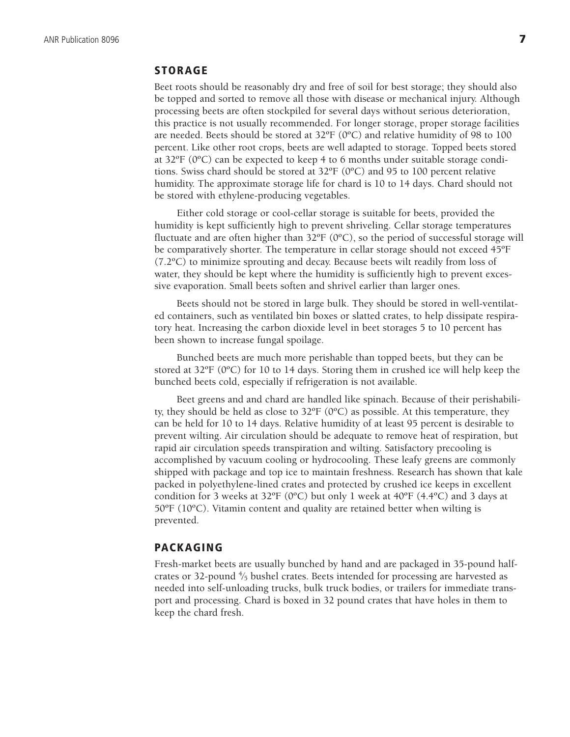## STORAGE

Beet roots should be reasonably dry and free of soil for best storage; they should also be topped and sorted to remove all those with disease or mechanical injury. Although processing beets are often stockpiled for several days without serious deterioration, this practice is not usually recommended. For longer storage, proper storage facilities are needed. Beets should be stored at 32ºF (0ºC) and relative humidity of 98 to 100 percent. Like other root crops, beets are well adapted to storage. Topped beets stored at 32ºF (0ºC) can be expected to keep 4 to 6 months under suitable storage conditions. Swiss chard should be stored at 32ºF (0ºC) and 95 to 100 percent relative humidity. The approximate storage life for chard is 10 to 14 days. Chard should not be stored with ethylene-producing vegetables.

Either cold storage or cool-cellar storage is suitable for beets, provided the humidity is kept sufficiently high to prevent shriveling. Cellar storage temperatures fluctuate and are often higher than 32ºF (0ºC), so the period of successful storage will be comparatively shorter. The temperature in cellar storage should not exceed 45ºF (7.2ºC) to minimize sprouting and decay. Because beets wilt readily from loss of water, they should be kept where the humidity is sufficiently high to prevent excessive evaporation. Small beets soften and shrivel earlier than larger ones.

Beets should not be stored in large bulk. They should be stored in well-ventilated containers, such as ventilated bin boxes or slatted crates, to help dissipate respiratory heat. Increasing the carbon dioxide level in beet storages 5 to 10 percent has been shown to increase fungal spoilage.

Bunched beets are much more perishable than topped beets, but they can be stored at 32ºF (0ºC) for 10 to 14 days. Storing them in crushed ice will help keep the bunched beets cold, especially if refrigeration is not available.

Beet greens and and chard are handled like spinach. Because of their perishability, they should be held as close to 32ºF (0ºC) as possible. At this temperature, they can be held for 10 to 14 days. Relative humidity of at least 95 percent is desirable to prevent wilting. Air circulation should be adequate to remove heat of respiration, but rapid air circulation speeds transpiration and wilting. Satisfactory precooling is accomplished by vacuum cooling or hydrocooling. These leafy greens are commonly shipped with package and top ice to maintain freshness. Research has shown that kale packed in polyethylene-lined crates and protected by crushed ice keeps in excellent condition for 3 weeks at 32ºF (0ºC) but only 1 week at 40ºF (4.4ºC) and 3 days at 50ºF (10ºC). Vitamin content and quality are retained better when wilting is prevented.

## PACKAGING

Fresh-market beets are usually bunched by hand and are packaged in 35-pound half-crates or 32-pound ⅘ bushel crates. Beets intended for processing are harvested as needed into self-unloading trucks, bulk truck bodies, or trailers for immediate transport and processing. Chard is boxed in 32 pound crates that have holes in them to keep the chard fresh.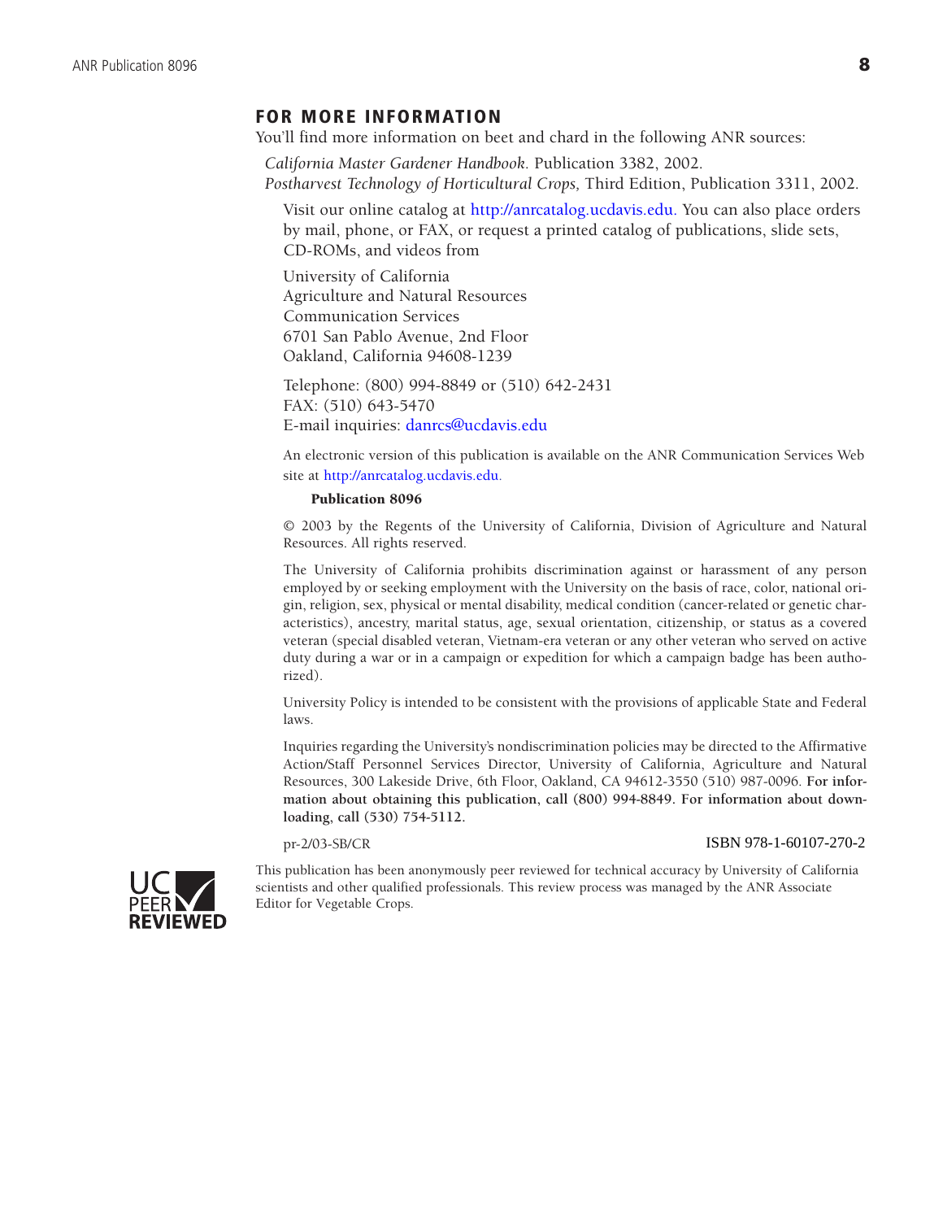## FOR MORE INFORMATION

You'll find more information on beet and chard in the following ANR sources:

*California Master Gardener Handbook.* Publication 3382, 2002.
*Postharvest Technology of Horticultural Crops,* Third Edition, Publication 3311, 2002.

Visit our online catalog at http://anrcatalog.ucdavis.edu. You can also place orders by mail, phone, or FAX, or request a printed catalog of publications, slide sets, CD-ROMs, and videos from

University of California
Agriculture and Natural Resources
Communication Services
6701 San Pablo Avenue, 2nd Floor
Oakland, California 94608-1239

Telephone: (800) 994-8849 or (510) 642-2431
FAX: (510) 643-5470
E-mail inquiries: danrcs@ucdavis.edu

An electronic version of this publication is available on the ANR Communication Services Web site at http://anrcatalog.ucdavis.edu.

**Publication 8096**

© 2003 by the Regents of the University of California, Division of Agriculture and Natural Resources. All rights reserved.

The University of California prohibits discrimination against or harassment of any person employed by or seeking employment with the University on the basis of race, color, national origin, religion, sex, physical or mental disability, medical condition (cancer-related or genetic characteristics), ancestry, marital status, age, sexual orientation, citizenship, or status as a covered veteran (special disabled veteran, Vietnam-era veteran or any other veteran who served on active duty during a war or in a campaign or expedition for which a campaign badge has been authorized).

University Policy is intended to be consistent with the provisions of applicable State and Federal laws.

Inquiries regarding the University's nondiscrimination policies may be directed to the Affirmative Action/Staff Personnel Services Director, University of California, Agriculture and Natural Resources, 300 Lakeside Drive, 6th Floor, Oakland, CA 94612-3550 (510) 987-0096. **For information about obtaining this publication, call (800) 994-8849. For information about downloading, call (530) 754-5112.**

pr-2/03-SB/CR

ISBN 978-1-60107-270-2

UC PEER REVIEWED

This publication has been anonymously peer reviewed for technical accuracy by University of California scientists and other qualified professionals. This review process was managed by the ANR Associate Editor for Vegetable Crops.